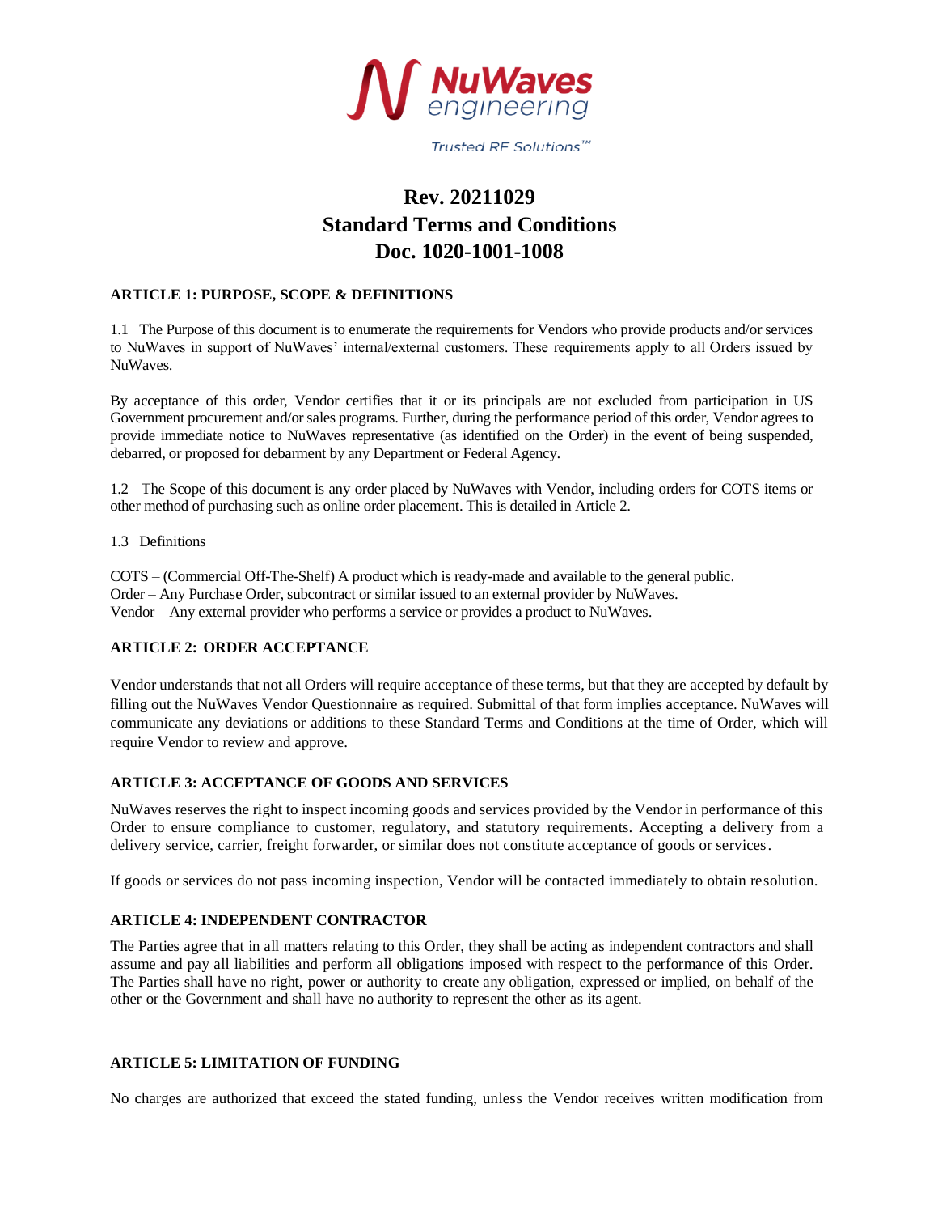NuWaves engineering

Trusted RF Solutions™

# Rev. 20211029
# Standard Terms and Conditions
# Doc. 1020-1001-1008

## ARTICLE 1: PURPOSE, SCOPE & DEFINITIONS

1.1 The Purpose of this document is to enumerate the requirements for Vendors who provide products and/or services to NuWaves in support of NuWaves' internal/external customers. These requirements apply to all Orders issued by NuWaves.

By acceptance of this order, Vendor certifies that it or its principals are not excluded from participation in US Government procurement and/or sales programs. Further, during the performance period of this order, Vendor agrees to provide immediate notice to NuWaves representative (as identified on the Order) in the event of being suspended, debarred, or proposed for debarment by any Department or Federal Agency.

1.2 The Scope of this document is any order placed by NuWaves with Vendor, including orders for COTS items or other method of purchasing such as online order placement. This is detailed in Article 2.

1.3 Definitions

COTS – (Commercial Off-The-Shelf) A product which is ready-made and available to the general public.
Order – Any Purchase Order, subcontract or similar issued to an external provider by NuWaves.
Vendor – Any external provider who performs a service or provides a product to NuWaves.

## ARTICLE 2: ORDER ACCEPTANCE

Vendor understands that not all Orders will require acceptance of these terms, but that they are accepted by default by filling out the NuWaves Vendor Questionnaire as required. Submittal of that form implies acceptance. NuWaves will communicate any deviations or additions to these Standard Terms and Conditions at the time of Order, which will require Vendor to review and approve.

## ARTICLE 3: ACCEPTANCE OF GOODS AND SERVICES

NuWaves reserves the right to inspect incoming goods and services provided by the Vendor in performance of this Order to ensure compliance to customer, regulatory, and statutory requirements. Accepting a delivery from a delivery service, carrier, freight forwarder, or similar does not constitute acceptance of goods or services.

If goods or services do not pass incoming inspection, Vendor will be contacted immediately to obtain resolution.

## ARTICLE 4: INDEPENDENT CONTRACTOR

The Parties agree that in all matters relating to this Order, they shall be acting as independent contractors and shall assume and pay all liabilities and perform all obligations imposed with respect to the performance of this Order. The Parties shall have no right, power or authority to create any obligation, expressed or implied, on behalf of the other or the Government and shall have no authority to represent the other as its agent.

## ARTICLE 5: LIMITATION OF FUNDING

No charges are authorized that exceed the stated funding, unless the Vendor receives written modification from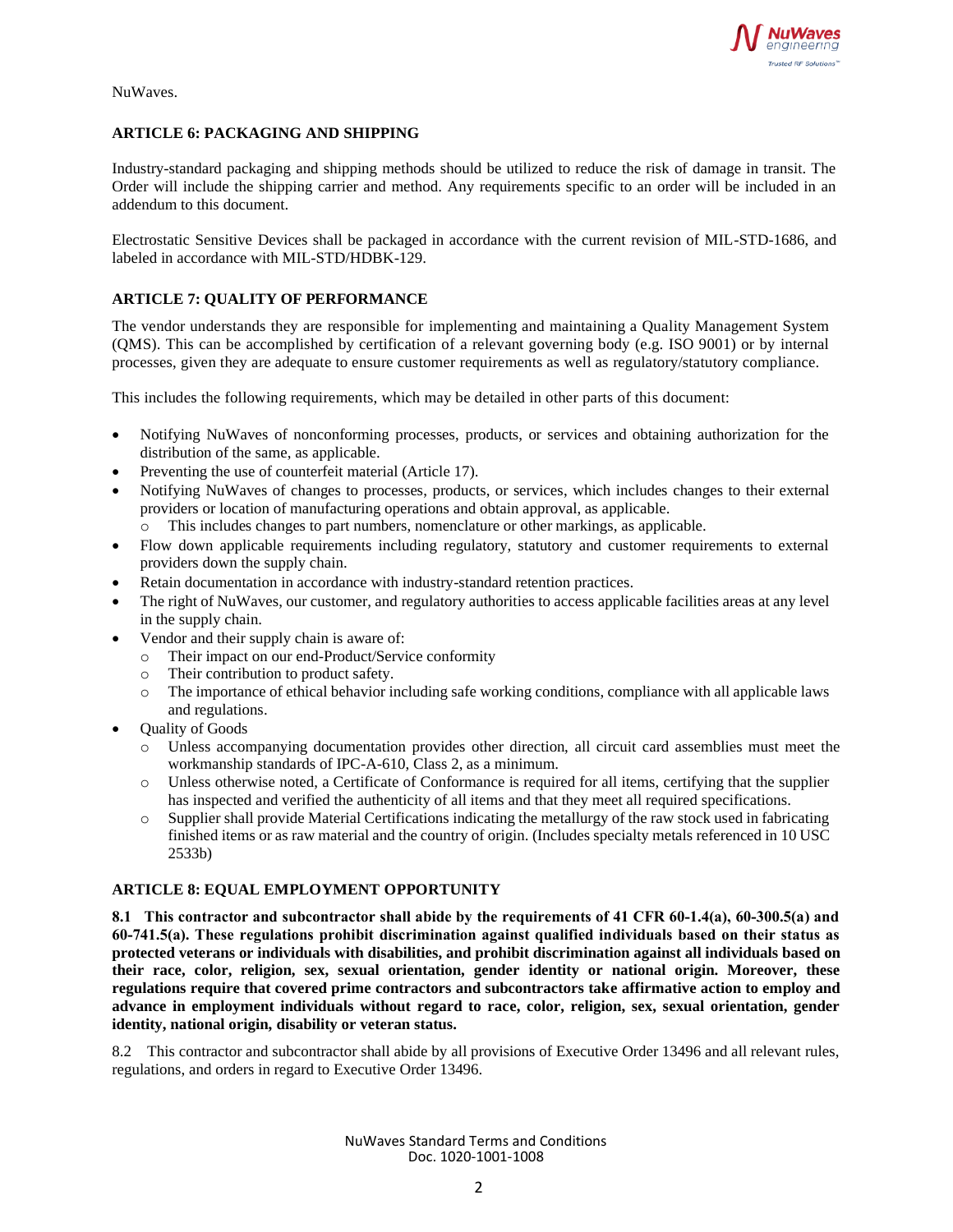NuWaves.

### ARTICLE 6: PACKAGING AND SHIPPING

Industry-standard packaging and shipping methods should be utilized to reduce the risk of damage in transit. The Order will include the shipping carrier and method. Any requirements specific to an order will be included in an addendum to this document.

Electrostatic Sensitive Devices shall be packaged in accordance with the current revision of MIL-STD-1686, and labeled in accordance with MIL-STD/HDBK-129.

### ARTICLE 7: QUALITY OF PERFORMANCE

The vendor understands they are responsible for implementing and maintaining a Quality Management System (QMS). This can be accomplished by certification of a relevant governing body (e.g. ISO 9001) or by internal processes, given they are adequate to ensure customer requirements as well as regulatory/statutory compliance.

This includes the following requirements, which may be detailed in other parts of this document:

- Notifying NuWaves of nonconforming processes, products, or services and obtaining authorization for the distribution of the same, as applicable.
- Preventing the use of counterfeit material (Article 17).
- Notifying NuWaves of changes to processes, products, or services, which includes changes to their external providers or location of manufacturing operations and obtain approval, as applicable.
  - This includes changes to part numbers, nomenclature or other markings, as applicable.
- Flow down applicable requirements including regulatory, statutory and customer requirements to external providers down the supply chain.
- Retain documentation in accordance with industry-standard retention practices.
- The right of NuWaves, our customer, and regulatory authorities to access applicable facilities areas at any level in the supply chain.
- Vendor and their supply chain is aware of:
  - Their impact on our end-Product/Service conformity
  - Their contribution to product safety.
  - The importance of ethical behavior including safe working conditions, compliance with all applicable laws and regulations.
- Quality of Goods
  - Unless accompanying documentation provides other direction, all circuit card assemblies must meet the workmanship standards of IPC-A-610, Class 2, as a minimum.
  - Unless otherwise noted, a Certificate of Conformance is required for all items, certifying that the supplier has inspected and verified the authenticity of all items and that they meet all required specifications.
  - Supplier shall provide Material Certifications indicating the metallurgy of the raw stock used in fabricating finished items or as raw material and the country of origin. (Includes specialty metals referenced in 10 USC 2533b)

### ARTICLE 8: EQUAL EMPLOYMENT OPPORTUNITY

**8.1 This contractor and subcontractor shall abide by the requirements of 41 CFR 60-1.4(a), 60-300.5(a) and 60-741.5(a). These regulations prohibit discrimination against qualified individuals based on their status as protected veterans or individuals with disabilities, and prohibit discrimination against all individuals based on their race, color, religion, sex, sexual orientation, gender identity or national origin. Moreover, these regulations require that covered prime contractors and subcontractors take affirmative action to employ and advance in employment individuals without regard to race, color, religion, sex, sexual orientation, gender identity, national origin, disability or veteran status.**

8.2 This contractor and subcontractor shall abide by all provisions of Executive Order 13496 and all relevant rules, regulations, and orders in regard to Executive Order 13496.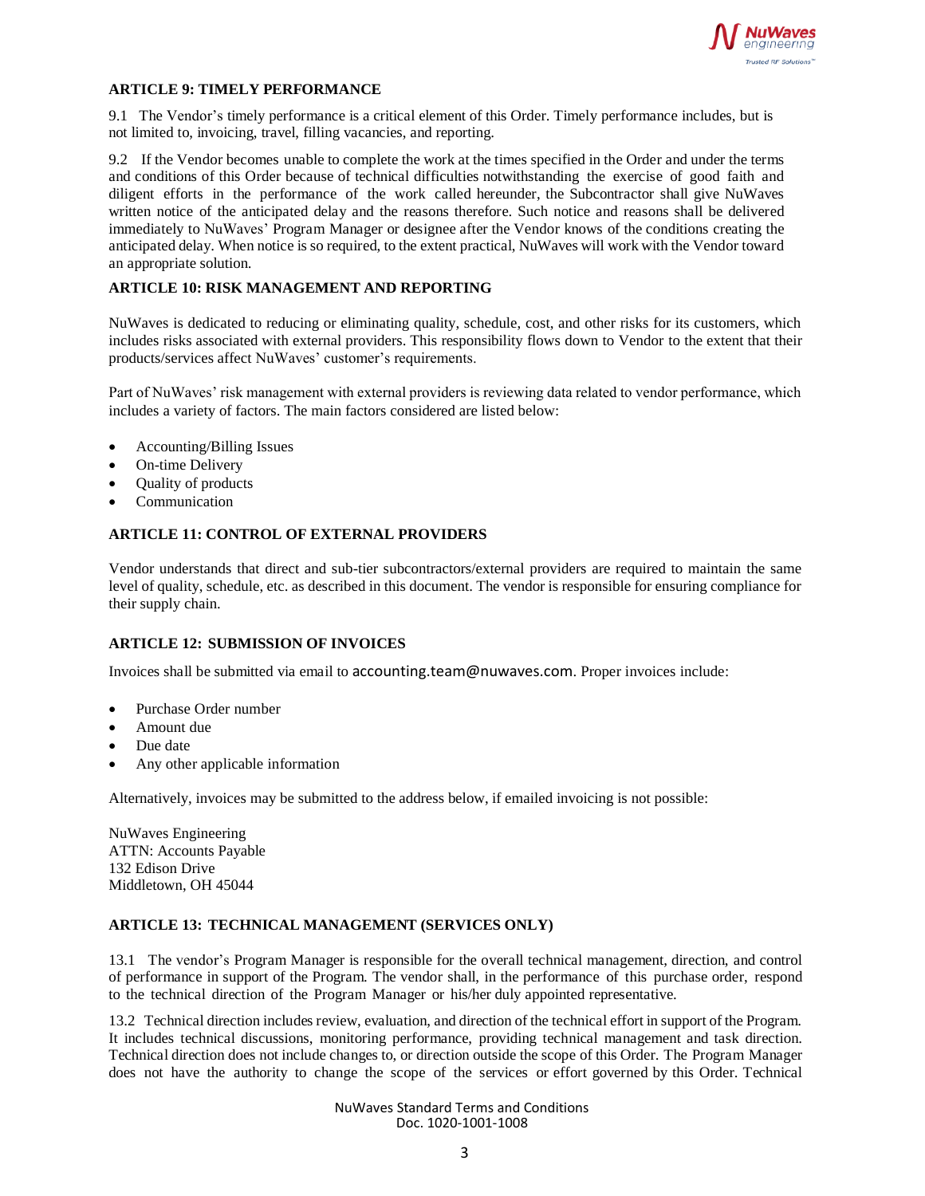### ARTICLE 9: TIMELY PERFORMANCE

9.1 The Vendor's timely performance is a critical element of this Order. Timely performance includes, but is not limited to, invoicing, travel, filling vacancies, and reporting.

9.2 If the Vendor becomes unable to complete the work at the times specified in the Order and under the terms and conditions of this Order because of technical difficulties notwithstanding the exercise of good faith and diligent efforts in the performance of the work called hereunder, the Subcontractor shall give NuWaves written notice of the anticipated delay and the reasons therefore. Such notice and reasons shall be delivered immediately to NuWaves' Program Manager or designee after the Vendor knows of the conditions creating the anticipated delay. When notice is so required, to the extent practical, NuWaves will work with the Vendor toward an appropriate solution.

### ARTICLE 10: RISK MANAGEMENT AND REPORTING

NuWaves is dedicated to reducing or eliminating quality, schedule, cost, and other risks for its customers, which includes risks associated with external providers. This responsibility flows down to Vendor to the extent that their products/services affect NuWaves' customer's requirements.

Part of NuWaves' risk management with external providers is reviewing data related to vendor performance, which includes a variety of factors. The main factors considered are listed below:

- Accounting/Billing Issues
- On-time Delivery
- Quality of products
- Communication

### ARTICLE 11: CONTROL OF EXTERNAL PROVIDERS

Vendor understands that direct and sub-tier subcontractors/external providers are required to maintain the same level of quality, schedule, etc. as described in this document. The vendor is responsible for ensuring compliance for their supply chain.

### ARTICLE 12: SUBMISSION OF INVOICES

Invoices shall be submitted via email to accounting.team@nuwaves.com. Proper invoices include:

- Purchase Order number
- Amount due
- Due date
- Any other applicable information

Alternatively, invoices may be submitted to the address below, if emailed invoicing is not possible:

NuWaves Engineering
ATTN: Accounts Payable
132 Edison Drive
Middletown, OH 45044

### ARTICLE 13: TECHNICAL MANAGEMENT (SERVICES ONLY)

13.1 The vendor's Program Manager is responsible for the overall technical management, direction, and control of performance in support of the Program. The vendor shall, in the performance of this purchase order, respond to the technical direction of the Program Manager or his/her duly appointed representative.

13.2 Technical direction includes review, evaluation, and direction of the technical effort in support of the Program. It includes technical discussions, monitoring performance, providing technical management and task direction. Technical direction does not include changes to, or direction outside the scope of this Order. The Program Manager does not have the authority to change the scope of the services or effort governed by this Order. Technical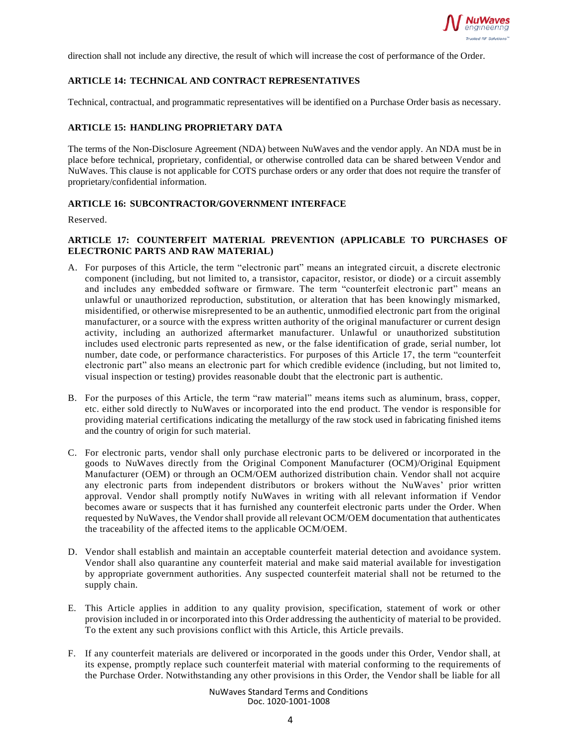direction shall not include any directive, the result of which will increase the cost of performance of the Order.

### ARTICLE 14: TECHNICAL AND CONTRACT REPRESENTATIVES

Technical, contractual, and programmatic representatives will be identified on a Purchase Order basis as necessary.

### ARTICLE 15: HANDLING PROPRIETARY DATA

The terms of the Non-Disclosure Agreement (NDA) between NuWaves and the vendor apply. An NDA must be in place before technical, proprietary, confidential, or otherwise controlled data can be shared between Vendor and NuWaves. This clause is not applicable for COTS purchase orders or any order that does not require the transfer of proprietary/confidential information.

### ARTICLE 16: SUBCONTRACTOR/GOVERNMENT INTERFACE

Reserved.

### ARTICLE 17: COUNTERFEIT MATERIAL PREVENTION (APPLICABLE TO PURCHASES OF ELECTRONIC PARTS AND RAW MATERIAL)

A. For purposes of this Article, the term "electronic part" means an integrated circuit, a discrete electronic component (including, but not limited to, a transistor, capacitor, resistor, or diode) or a circuit assembly and includes any embedded software or firmware. The term "counterfeit electronic part" means an unlawful or unauthorized reproduction, substitution, or alteration that has been knowingly mismarked, misidentified, or otherwise misrepresented to be an authentic, unmodified electronic part from the original manufacturer, or a source with the express written authority of the original manufacturer or current design activity, including an authorized aftermarket manufacturer. Unlawful or unauthorized substitution includes used electronic parts represented as new, or the false identification of grade, serial number, lot number, date code, or performance characteristics. For purposes of this Article 17, the term "counterfeit electronic part" also means an electronic part for which credible evidence (including, but not limited to, visual inspection or testing) provides reasonable doubt that the electronic part is authentic.

B. For the purposes of this Article, the term "raw material" means items such as aluminum, brass, copper, etc. either sold directly to NuWaves or incorporated into the end product. The vendor is responsible for providing material certifications indicating the metallurgy of the raw stock used in fabricating finished items and the country of origin for such material.

C. For electronic parts, vendor shall only purchase electronic parts to be delivered or incorporated in the goods to NuWaves directly from the Original Component Manufacturer (OCM)/Original Equipment Manufacturer (OEM) or through an OCM/OEM authorized distribution chain. Vendor shall not acquire any electronic parts from independent distributors or brokers without the NuWaves' prior written approval. Vendor shall promptly notify NuWaves in writing with all relevant information if Vendor becomes aware or suspects that it has furnished any counterfeit electronic parts under the Order. When requested by NuWaves, the Vendor shall provide all relevant OCM/OEM documentation that authenticates the traceability of the affected items to the applicable OCM/OEM.

D. Vendor shall establish and maintain an acceptable counterfeit material detection and avoidance system. Vendor shall also quarantine any counterfeit material and make said material available for investigation by appropriate government authorities. Any suspected counterfeit material shall not be returned to the supply chain.

E. This Article applies in addition to any quality provision, specification, statement of work or other provision included in or incorporated into this Order addressing the authenticity of material to be provided. To the extent any such provisions conflict with this Article, this Article prevails.

F. If any counterfeit materials are delivered or incorporated in the goods under this Order, Vendor shall, at its expense, promptly replace such counterfeit material with material conforming to the requirements of the Purchase Order. Notwithstanding any other provisions in this Order, the Vendor shall be liable for all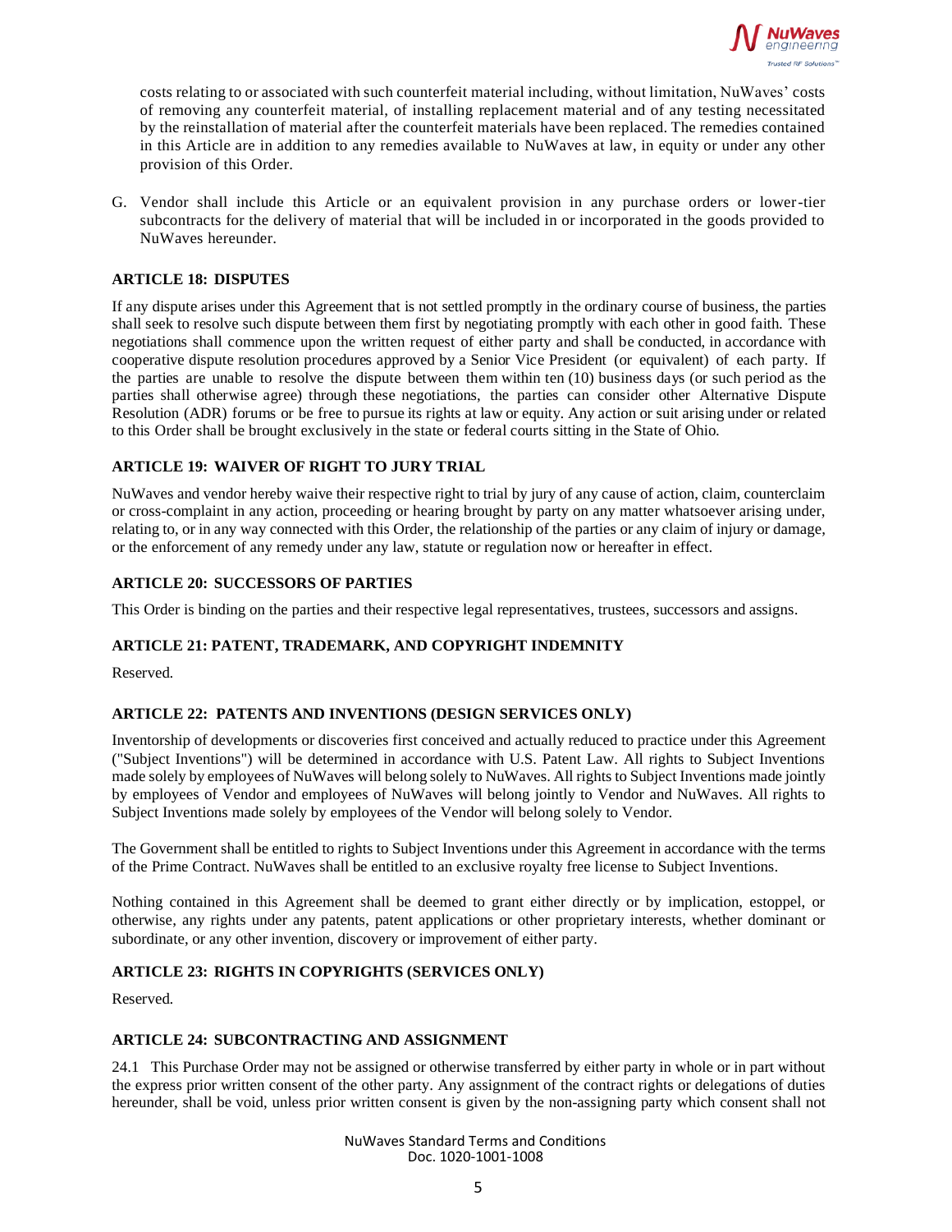costs relating to or associated with such counterfeit material including, without limitation, NuWaves' costs of removing any counterfeit material, of installing replacement material and of any testing necessitated by the reinstallation of material after the counterfeit materials have been replaced. The remedies contained in this Article are in addition to any remedies available to NuWaves at law, in equity or under any other provision of this Order.

G. Vendor shall include this Article or an equivalent provision in any purchase orders or lower-tier subcontracts for the delivery of material that will be included in or incorporated in the goods provided to NuWaves hereunder.

**ARTICLE 18: DISPUTES**

If any dispute arises under this Agreement that is not settled promptly in the ordinary course of business, the parties shall seek to resolve such dispute between them first by negotiating promptly with each other in good faith. These negotiations shall commence upon the written request of either party and shall be conducted, in accordance with cooperative dispute resolution procedures approved by a Senior Vice President (or equivalent) of each party. If the parties are unable to resolve the dispute between them within ten (10) business days (or such period as the parties shall otherwise agree) through these negotiations, the parties can consider other Alternative Dispute Resolution (ADR) forums or be free to pursue its rights at law or equity. Any action or suit arising under or related to this Order shall be brought exclusively in the state or federal courts sitting in the State of Ohio.

**ARTICLE 19: WAIVER OF RIGHT TO JURY TRIAL**

NuWaves and vendor hereby waive their respective right to trial by jury of any cause of action, claim, counterclaim or cross-complaint in any action, proceeding or hearing brought by party on any matter whatsoever arising under, relating to, or in any way connected with this Order, the relationship of the parties or any claim of injury or damage, or the enforcement of any remedy under any law, statute or regulation now or hereafter in effect.

**ARTICLE 20: SUCCESSORS OF PARTIES**

This Order is binding on the parties and their respective legal representatives, trustees, successors and assigns.

**ARTICLE 21: PATENT, TRADEMARK, AND COPYRIGHT INDEMNITY**

Reserved.

**ARTICLE 22: PATENTS AND INVENTIONS (DESIGN SERVICES ONLY)**

Inventorship of developments or discoveries first conceived and actually reduced to practice under this Agreement ("Subject Inventions") will be determined in accordance with U.S. Patent Law. All rights to Subject Inventions made solely by employees of NuWaves will belong solely to NuWaves. All rights to Subject Inventions made jointly by employees of Vendor and employees of NuWaves will belong jointly to Vendor and NuWaves. All rights to Subject Inventions made solely by employees of the Vendor will belong solely to Vendor.

The Government shall be entitled to rights to Subject Inventions under this Agreement in accordance with the terms of the Prime Contract. NuWaves shall be entitled to an exclusive royalty free license to Subject Inventions.

Nothing contained in this Agreement shall be deemed to grant either directly or by implication, estoppel, or otherwise, any rights under any patents, patent applications or other proprietary interests, whether dominant or subordinate, or any other invention, discovery or improvement of either party.

**ARTICLE 23: RIGHTS IN COPYRIGHTS (SERVICES ONLY)**

Reserved.

**ARTICLE 24: SUBCONTRACTING AND ASSIGNMENT**

24.1 This Purchase Order may not be assigned or otherwise transferred by either party in whole or in part without the express prior written consent of the other party. Any assignment of the contract rights or delegations of duties hereunder, shall be void, unless prior written consent is given by the non-assigning party which consent shall not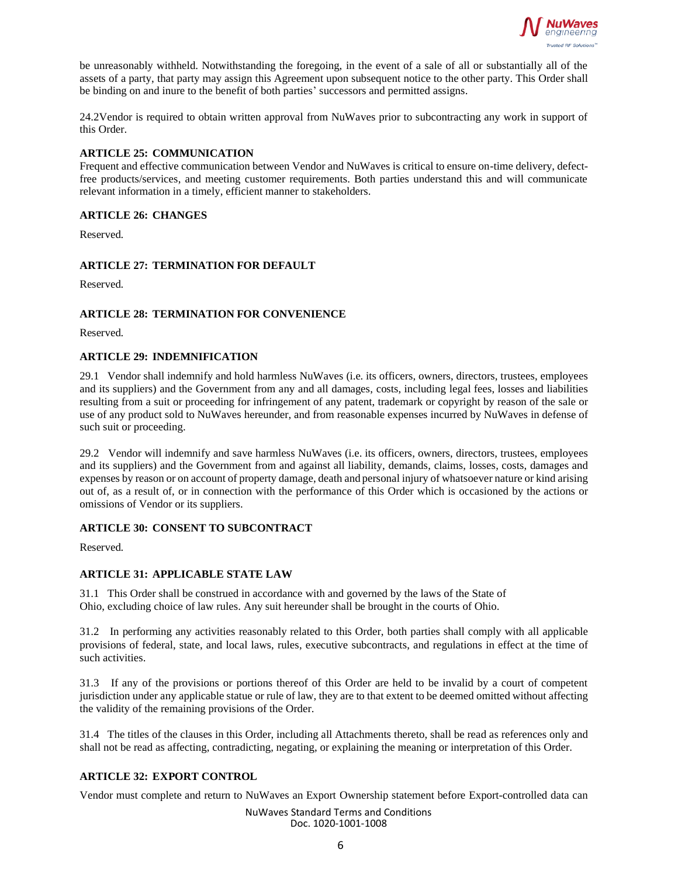be unreasonably withheld. Notwithstanding the foregoing, in the event of a sale of all or substantially all of the assets of a party, that party may assign this Agreement upon subsequent notice to the other party. This Order shall be binding on and inure to the benefit of both parties' successors and permitted assigns.

24.2Vendor is required to obtain written approval from NuWaves prior to subcontracting any work in support of this Order.

**ARTICLE 25: COMMUNICATION**

Frequent and effective communication between Vendor and NuWaves is critical to ensure on-time delivery, defect-free products/services, and meeting customer requirements. Both parties understand this and will communicate relevant information in a timely, efficient manner to stakeholders.

**ARTICLE 26: CHANGES**

Reserved.

**ARTICLE 27: TERMINATION FOR DEFAULT**

Reserved.

**ARTICLE 28: TERMINATION FOR CONVENIENCE**

Reserved.

**ARTICLE 29: INDEMNIFICATION**

29.1 Vendor shall indemnify and hold harmless NuWaves (i.e. its officers, owners, directors, trustees, employees and its suppliers) and the Government from any and all damages, costs, including legal fees, losses and liabilities resulting from a suit or proceeding for infringement of any patent, trademark or copyright by reason of the sale or use of any product sold to NuWaves hereunder, and from reasonable expenses incurred by NuWaves in defense of such suit or proceeding.

29.2 Vendor will indemnify and save harmless NuWaves (i.e. its officers, owners, directors, trustees, employees and its suppliers) and the Government from and against all liability, demands, claims, losses, costs, damages and expenses by reason or on account of property damage, death and personal injury of whatsoever nature or kind arising out of, as a result of, or in connection with the performance of this Order which is occasioned by the actions or omissions of Vendor or its suppliers.

**ARTICLE 30: CONSENT TO SUBCONTRACT**

Reserved.

**ARTICLE 31: APPLICABLE STATE LAW**

31.1 This Order shall be construed in accordance with and governed by the laws of the State of Ohio, excluding choice of law rules. Any suit hereunder shall be brought in the courts of Ohio.

31.2 In performing any activities reasonably related to this Order, both parties shall comply with all applicable provisions of federal, state, and local laws, rules, executive subcontracts, and regulations in effect at the time of such activities.

31.3 If any of the provisions or portions thereof of this Order are held to be invalid by a court of competent jurisdiction under any applicable statue or rule of law, they are to that extent to be deemed omitted without affecting the validity of the remaining provisions of the Order.

31.4 The titles of the clauses in this Order, including all Attachments thereto, shall be read as references only and shall not be read as affecting, contradicting, negating, or explaining the meaning or interpretation of this Order.

**ARTICLE 32: EXPORT CONTROL**

Vendor must complete and return to NuWaves an Export Ownership statement before Export-controlled data can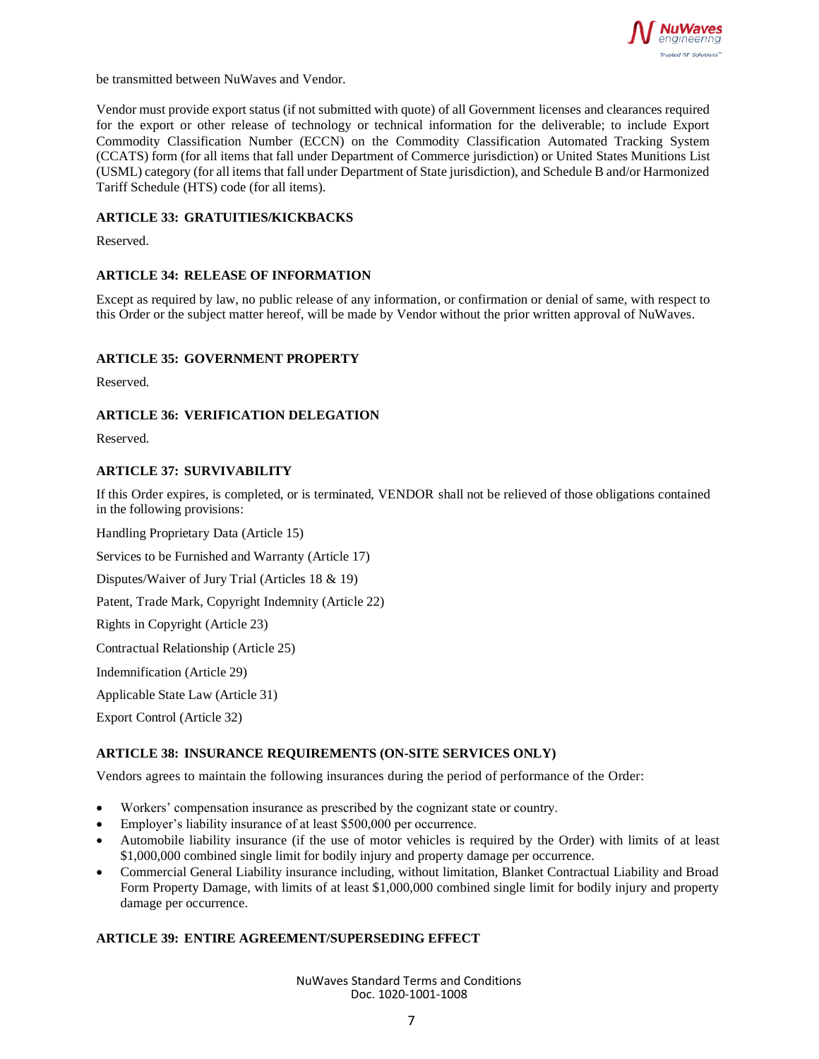be transmitted between NuWaves and Vendor.

Vendor must provide export status (if not submitted with quote) of all Government licenses and clearances required for the export or other release of technology or technical information for the deliverable; to include Export Commodity Classification Number (ECCN) on the Commodity Classification Automated Tracking System (CCATS) form (for all items that fall under Department of Commerce jurisdiction) or United States Munitions List (USML) category (for all items that fall under Department of State jurisdiction), and Schedule B and/or Harmonized Tariff Schedule (HTS) code (for all items).

### ARTICLE 33: GRATUITIES/KICKBACKS

Reserved.

### ARTICLE 34: RELEASE OF INFORMATION

Except as required by law, no public release of any information, or confirmation or denial of same, with respect to this Order or the subject matter hereof, will be made by Vendor without the prior written approval of NuWaves.

### ARTICLE 35: GOVERNMENT PROPERTY

Reserved.

### ARTICLE 36: VERIFICATION DELEGATION

Reserved.

### ARTICLE 37: SURVIVABILITY

If this Order expires, is completed, or is terminated, VENDOR shall not be relieved of those obligations contained in the following provisions:

Handling Proprietary Data (Article 15)

Services to be Furnished and Warranty (Article 17)

Disputes/Waiver of Jury Trial (Articles 18 & 19)

Patent, Trade Mark, Copyright Indemnity (Article 22)

Rights in Copyright (Article 23)

Contractual Relationship (Article 25)

Indemnification (Article 29)

Applicable State Law (Article 31)

Export Control (Article 32)

### ARTICLE 38: INSURANCE REQUIREMENTS (ON-SITE SERVICES ONLY)

Vendors agrees to maintain the following insurances during the period of performance of the Order:

- Workers' compensation insurance as prescribed by the cognizant state or country.
- Employer's liability insurance of at least $500,000 per occurrence.
- Automobile liability insurance (if the use of motor vehicles is required by the Order) with limits of at least $1,000,000 combined single limit for bodily injury and property damage per occurrence.
- Commercial General Liability insurance including, without limitation, Blanket Contractual Liability and Broad Form Property Damage, with limits of at least $1,000,000 combined single limit for bodily injury and property damage per occurrence.

### ARTICLE 39: ENTIRE AGREEMENT/SUPERSEDING EFFECT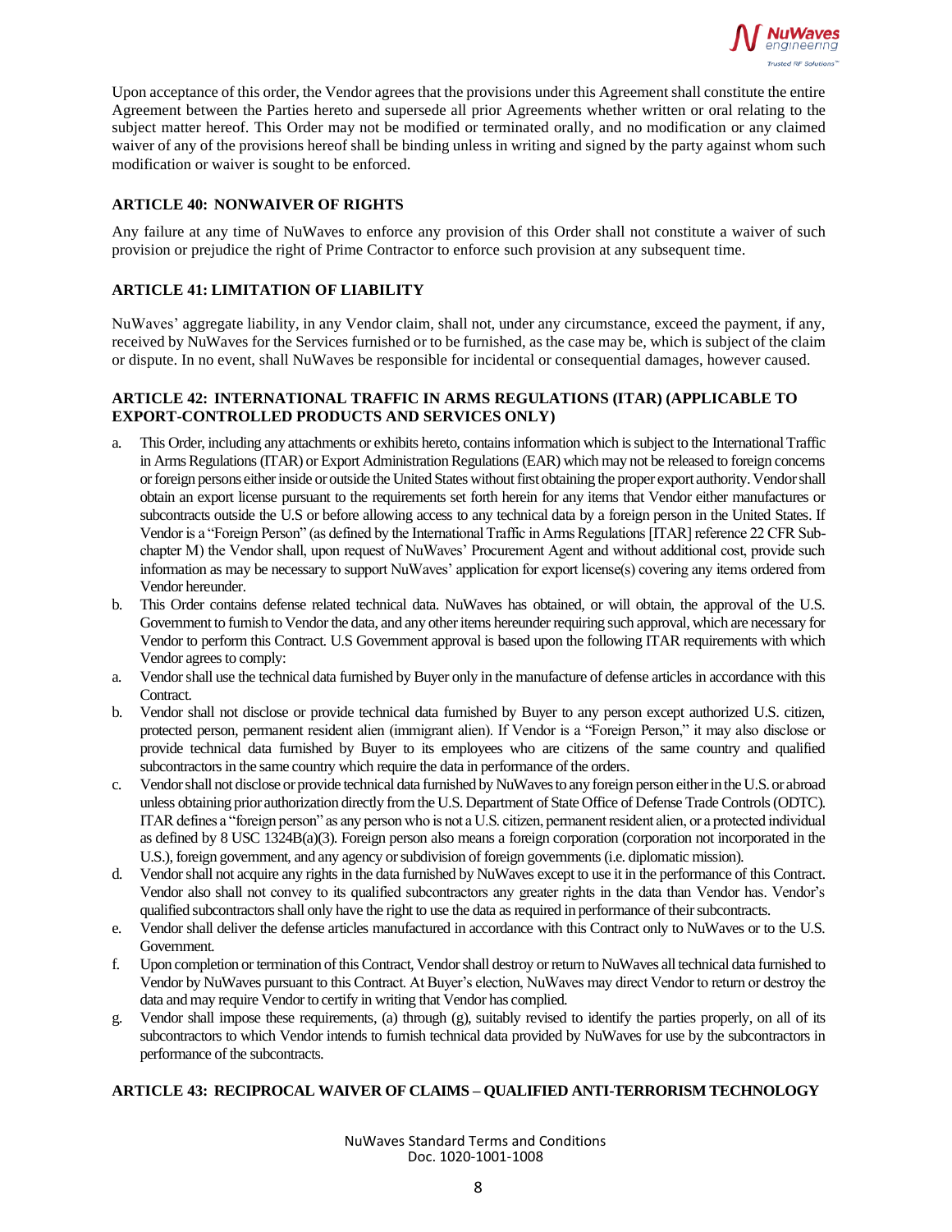Upon acceptance of this order, the Vendor agrees that the provisions under this Agreement shall constitute the entire Agreement between the Parties hereto and supersede all prior Agreements whether written or oral relating to the subject matter hereof. This Order may not be modified or terminated orally, and no modification or any claimed waiver of any of the provisions hereof shall be binding unless in writing and signed by the party against whom such modification or waiver is sought to be enforced.

### ARTICLE 40: NONWAIVER OF RIGHTS

Any failure at any time of NuWaves to enforce any provision of this Order shall not constitute a waiver of such provision or prejudice the right of Prime Contractor to enforce such provision at any subsequent time.

### ARTICLE 41: LIMITATION OF LIABILITY

NuWaves' aggregate liability, in any Vendor claim, shall not, under any circumstance, exceed the payment, if any, received by NuWaves for the Services furnished or to be furnished, as the case may be, which is subject of the claim or dispute. In no event, shall NuWaves be responsible for incidental or consequential damages, however caused.

### ARTICLE 42: INTERNATIONAL TRAFFIC IN ARMS REGULATIONS (ITAR) (APPLICABLE TO EXPORT-CONTROLLED PRODUCTS AND SERVICES ONLY)

a. This Order, including any attachments or exhibits hereto, contains information which is subject to the International Traffic in Arms Regulations (ITAR) or Export Administration Regulations (EAR) which may not be released to foreign concerns or foreign persons either inside or outside the United States without first obtaining the proper export authority. Vendor shall obtain an export license pursuant to the requirements set forth herein for any items that Vendor either manufactures or subcontracts outside the U.S or before allowing access to any technical data by a foreign person in the United States. If Vendor is a "Foreign Person" (as defined by the International Traffic in Arms Regulations [ITAR] reference 22 CFR Sub-chapter M) the Vendor shall, upon request of NuWaves' Procurement Agent and without additional cost, provide such information as may be necessary to support NuWaves' application for export license(s) covering any items ordered from Vendor hereunder.
b. This Order contains defense related technical data. NuWaves has obtained, or will obtain, the approval of the U.S. Government to furnish to Vendor the data, and any other items hereunder requiring such approval, which are necessary for Vendor to perform this Contract. U.S Government approval is based upon the following ITAR requirements with which Vendor agrees to comply:

a. Vendor shall use the technical data furnished by Buyer only in the manufacture of defense articles in accordance with this Contract.
b. Vendor shall not disclose or provide technical data furnished by Buyer to any person except authorized U.S. citizen, protected person, permanent resident alien (immigrant alien). If Vendor is a "Foreign Person," it may also disclose or provide technical data furnished by Buyer to its employees who are citizens of the same country and qualified subcontractors in the same country which require the data in performance of the orders.
c. Vendor shall not disclose or provide technical data furnished by NuWaves to any foreign person either in the U.S. or abroad unless obtaining prior authorization directly from the U.S. Department of State Office of Defense Trade Controls (ODTC). ITAR defines a "foreign person" as any person who is not a U.S. citizen, permanent resident alien, or a protected individual as defined by 8 USC 1324B(a)(3). Foreign person also means a foreign corporation (corporation not incorporated in the U.S.), foreign government, and any agency or subdivision of foreign governments (i.e. diplomatic mission).
d. Vendor shall not acquire any rights in the data furnished by NuWaves except to use it in the performance of this Contract. Vendor also shall not convey to its qualified subcontractors any greater rights in the data than Vendor has. Vendor's qualified subcontractors shall only have the right to use the data as required in performance of their subcontracts.
e. Vendor shall deliver the defense articles manufactured in accordance with this Contract only to NuWaves or to the U.S. Government.
f. Upon completion or termination of this Contract, Vendor shall destroy or return to NuWaves all technical data furnished to Vendor by NuWaves pursuant to this Contract. At Buyer's election, NuWaves may direct Vendor to return or destroy the data and may require Vendor to certify in writing that Vendor has complied.
g. Vendor shall impose these requirements, (a) through (g), suitably revised to identify the parties properly, on all of its subcontractors to which Vendor intends to furnish technical data provided by NuWaves for use by the subcontractors in performance of the subcontracts.

### ARTICLE 43: RECIPROCAL WAIVER OF CLAIMS – QUALIFIED ANTI-TERRORISM TECHNOLOGY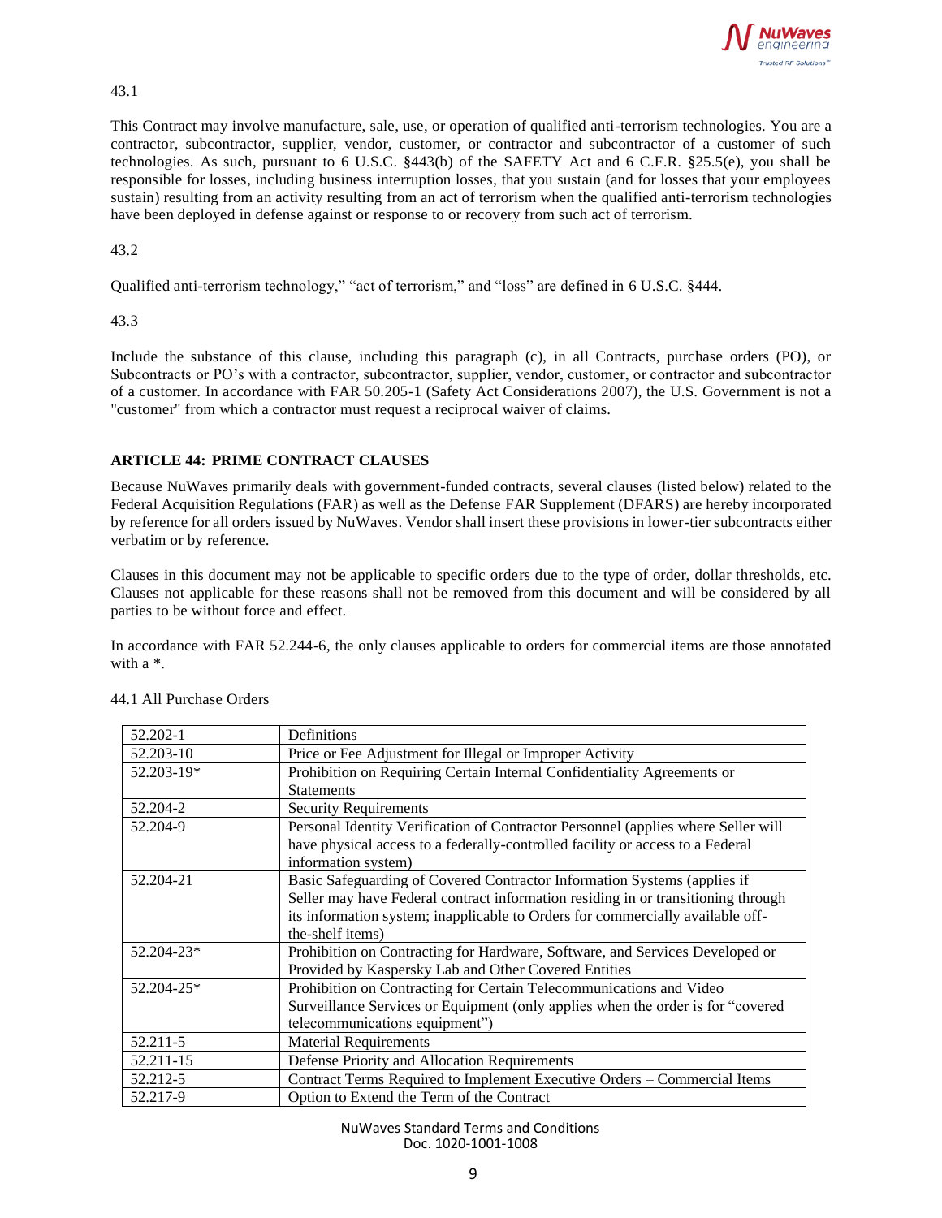43.1

This Contract may involve manufacture, sale, use, or operation of qualified anti-terrorism technologies. You are a contractor, subcontractor, supplier, vendor, customer, or contractor and subcontractor of a customer of such technologies. As such, pursuant to 6 U.S.C. §443(b) of the SAFETY Act and 6 C.F.R. §25.5(e), you shall be responsible for losses, including business interruption losses, that you sustain (and for losses that your employees sustain) resulting from an activity resulting from an act of terrorism when the qualified anti-terrorism technologies have been deployed in defense against or response to or recovery from such act of terrorism.

43.2

Qualified anti-terrorism technology," "act of terrorism," and "loss" are defined in 6 U.S.C. §444.

43.3

Include the substance of this clause, including this paragraph (c), in all Contracts, purchase orders (PO), or Subcontracts or PO's with a contractor, subcontractor, supplier, vendor, customer, or contractor and subcontractor of a customer. In accordance with FAR 50.205-1 (Safety Act Considerations 2007), the U.S. Government is not a "customer" from which a contractor must request a reciprocal waiver of claims.

**ARTICLE 44: PRIME CONTRACT CLAUSES**

Because NuWaves primarily deals with government-funded contracts, several clauses (listed below) related to the Federal Acquisition Regulations (FAR) as well as the Defense FAR Supplement (DFARS) are hereby incorporated by reference for all orders issued by NuWaves. Vendor shall insert these provisions in lower-tier subcontracts either verbatim or by reference.

Clauses in this document may not be applicable to specific orders due to the type of order, dollar thresholds, etc. Clauses not applicable for these reasons shall not be removed from this document and will be considered by all parties to be without force and effect.

In accordance with FAR 52.244-6, the only clauses applicable to orders for commercial items are those annotated with a *.

44.1 All Purchase Orders

| | |
|---|---|
| 52.202-1 | Definitions |
| 52.203-10 | Price or Fee Adjustment for Illegal or Improper Activity |
| 52.203-19* | Prohibition on Requiring Certain Internal Confidentiality Agreements or Statements |
| 52.204-2 | Security Requirements |
| 52.204-9 | Personal Identity Verification of Contractor Personnel (applies where Seller will have physical access to a federally-controlled facility or access to a Federal information system) |
| 52.204-21 | Basic Safeguarding of Covered Contractor Information Systems (applies if Seller may have Federal contract information residing in or transitioning through its information system; inapplicable to Orders for commercially available off-the-shelf items) |
| 52.204-23* | Prohibition on Contracting for Hardware, Software, and Services Developed or Provided by Kaspersky Lab and Other Covered Entities |
| 52.204-25* | Prohibition on Contracting for Certain Telecommunications and Video Surveillance Services or Equipment (only applies when the order is for "covered telecommunications equipment") |
| 52.211-5 | Material Requirements |
| 52.211-15 | Defense Priority and Allocation Requirements |
| 52.212-5 | Contract Terms Required to Implement Executive Orders – Commercial Items |
| 52.217-9 | Option to Extend the Term of the Contract |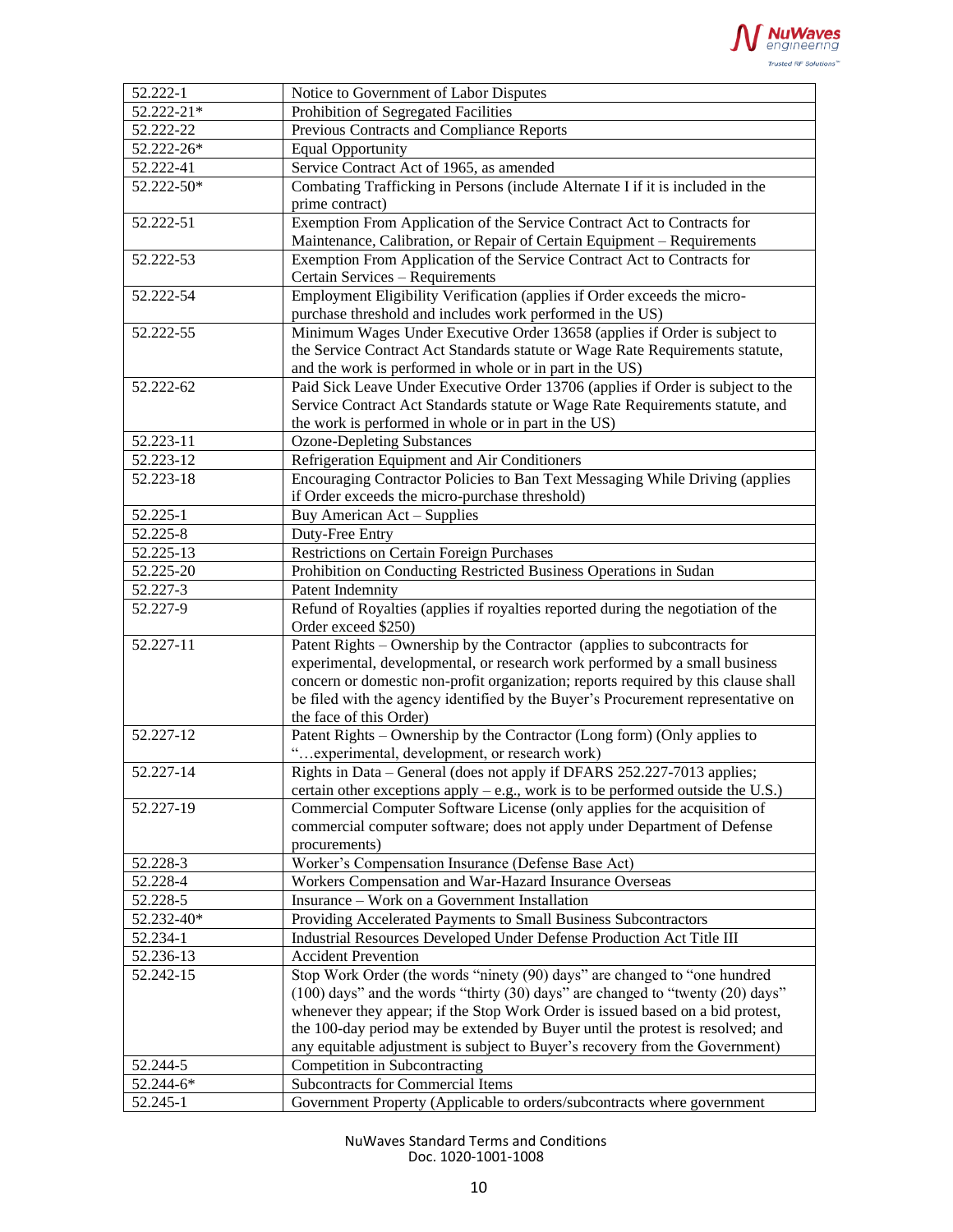| | |
|---|---|
| 52.222-1 | Notice to Government of Labor Disputes |
| 52.222-21* | Prohibition of Segregated Facilities |
| 52.222-22 | Previous Contracts and Compliance Reports |
| 52.222-26* | Equal Opportunity |
| 52.222-41 | Service Contract Act of 1965, as amended |
| 52.222-50* | Combating Trafficking in Persons (include Alternate I if it is included in the prime contract) |
| 52.222-51 | Exemption From Application of the Service Contract Act to Contracts for Maintenance, Calibration, or Repair of Certain Equipment – Requirements |
| 52.222-53 | Exemption From Application of the Service Contract Act to Contracts for Certain Services – Requirements |
| 52.222-54 | Employment Eligibility Verification (applies if Order exceeds the micro-purchase threshold and includes work performed in the US) |
| 52.222-55 | Minimum Wages Under Executive Order 13658 (applies if Order is subject to the Service Contract Act Standards statute or Wage Rate Requirements statute, and the work is performed in whole or in part in the US) |
| 52.222-62 | Paid Sick Leave Under Executive Order 13706 (applies if Order is subject to the Service Contract Act Standards statute or Wage Rate Requirements statute, and the work is performed in whole or in part in the US) |
| 52.223-11 | Ozone-Depleting Substances |
| 52.223-12 | Refrigeration Equipment and Air Conditioners |
| 52.223-18 | Encouraging Contractor Policies to Ban Text Messaging While Driving (applies if Order exceeds the micro-purchase threshold) |
| 52.225-1 | Buy American Act – Supplies |
| 52.225-8 | Duty-Free Entry |
| 52.225-13 | Restrictions on Certain Foreign Purchases |
| 52.225-20 | Prohibition on Conducting Restricted Business Operations in Sudan |
| 52.227-3 | Patent Indemnity |
| 52.227-9 | Refund of Royalties (applies if royalties reported during the negotiation of the Order exceed $250) |
| 52.227-11 | Patent Rights – Ownership by the Contractor (applies to subcontracts for experimental, developmental, or research work performed by a small business concern or domestic non-profit organization; reports required by this clause shall be filed with the agency identified by the Buyer's Procurement representative on the face of this Order) |
| 52.227-12 | Patent Rights – Ownership by the Contractor (Long form) (Only applies to "…experimental, development, or research work) |
| 52.227-14 | Rights in Data – General (does not apply if DFARS 252.227-7013 applies; certain other exceptions apply – e.g., work is to be performed outside the U.S.) |
| 52.227-19 | Commercial Computer Software License (only applies for the acquisition of commercial computer software; does not apply under Department of Defense procurements) |
| 52.228-3 | Worker's Compensation Insurance (Defense Base Act) |
| 52.228-4 | Workers Compensation and War-Hazard Insurance Overseas |
| 52.228-5 | Insurance – Work on a Government Installation |
| 52.232-40* | Providing Accelerated Payments to Small Business Subcontractors |
| 52.234-1 | Industrial Resources Developed Under Defense Production Act Title III |
| 52.236-13 | Accident Prevention |
| 52.242-15 | Stop Work Order (the words "ninety (90) days" are changed to "one hundred (100) days" and the words "thirty (30) days" are changed to "twenty (20) days" whenever they appear; if the Stop Work Order is issued based on a bid protest, the 100-day period may be extended by Buyer until the protest is resolved; and any equitable adjustment is subject to Buyer's recovery from the Government) |
| 52.244-5 | Competition in Subcontracting |
| 52.244-6* | Subcontracts for Commercial Items |
| 52.245-1 | Government Property (Applicable to orders/subcontracts where government |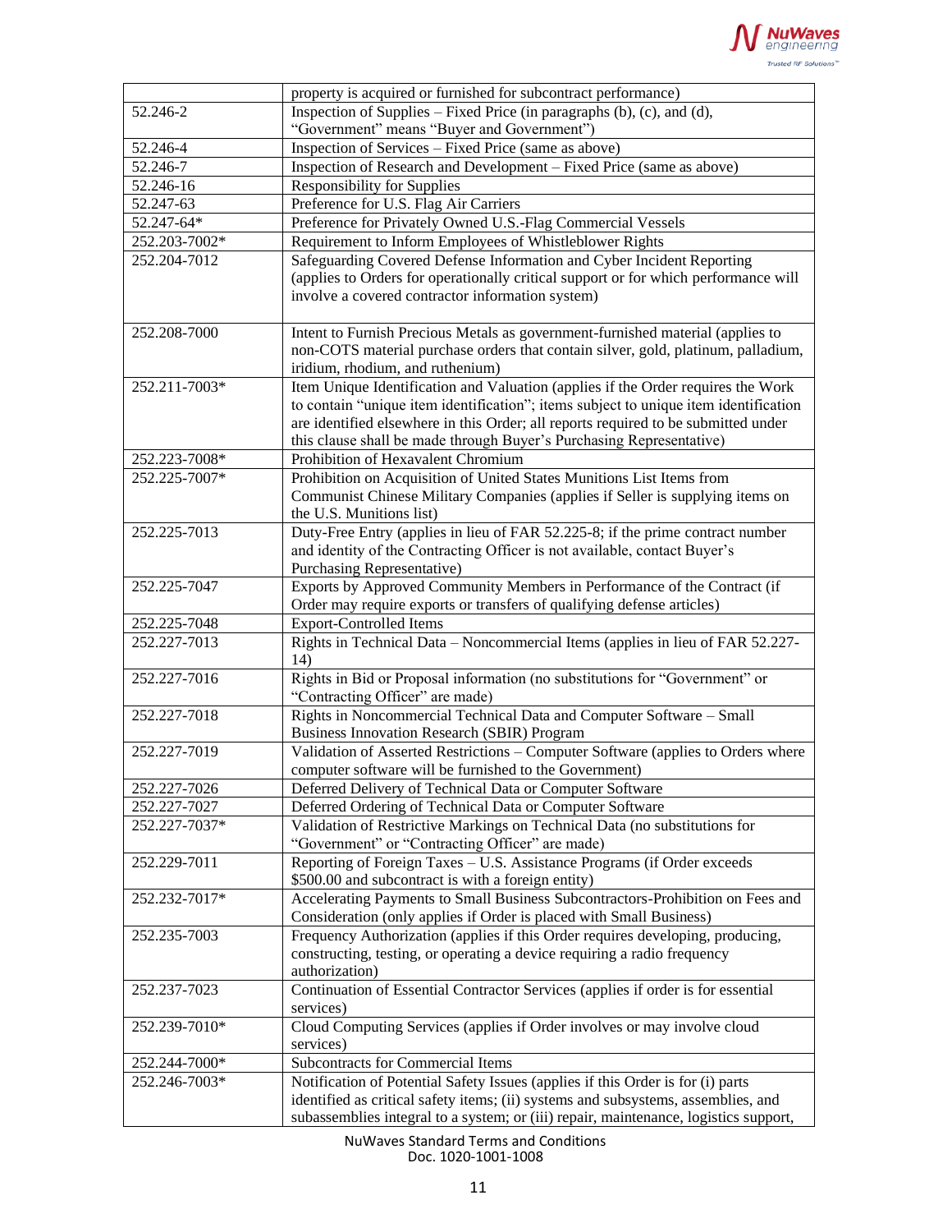| | |
|---|---|
| | property is acquired or furnished for subcontract performance) |
| 52.246-2 | Inspection of Supplies – Fixed Price (in paragraphs (b), (c), and (d), "Government" means "Buyer and Government") |
| 52.246-4 | Inspection of Services – Fixed Price (same as above) |
| 52.246-7 | Inspection of Research and Development – Fixed Price (same as above) |
| 52.246-16 | Responsibility for Supplies |
| 52.247-63 | Preference for U.S. Flag Air Carriers |
| 52.247-64* | Preference for Privately Owned U.S.-Flag Commercial Vessels |
| 252.203-7002* | Requirement to Inform Employees of Whistleblower Rights |
| 252.204-7012 | Safeguarding Covered Defense Information and Cyber Incident Reporting (applies to Orders for operationally critical support or for which performance will involve a covered contractor information system) |
| 252.208-7000 | Intent to Furnish Precious Metals as government-furnished material (applies to non-COTS material purchase orders that contain silver, gold, platinum, palladium, iridium, rhodium, and ruthenium) |
| 252.211-7003* | Item Unique Identification and Valuation (applies if the Order requires the Work to contain "unique item identification"; items subject to unique item identification are identified elsewhere in this Order; all reports required to be submitted under this clause shall be made through Buyer's Purchasing Representative) |
| 252.223-7008* | Prohibition of Hexavalent Chromium |
| 252.225-7007* | Prohibition on Acquisition of United States Munitions List Items from Communist Chinese Military Companies (applies if Seller is supplying items on the U.S. Munitions list) |
| 252.225-7013 | Duty-Free Entry (applies in lieu of FAR 52.225-8; if the prime contract number and identity of the Contracting Officer is not available, contact Buyer's Purchasing Representative) |
| 252.225-7047 | Exports by Approved Community Members in Performance of the Contract (if Order may require exports or transfers of qualifying defense articles) |
| 252.225-7048 | Export-Controlled Items |
| 252.227-7013 | Rights in Technical Data – Noncommercial Items (applies in lieu of FAR 52.227-14) |
| 252.227-7016 | Rights in Bid or Proposal information (no substitutions for "Government" or "Contracting Officer" are made) |
| 252.227-7018 | Rights in Noncommercial Technical Data and Computer Software – Small Business Innovation Research (SBIR) Program |
| 252.227-7019 | Validation of Asserted Restrictions – Computer Software (applies to Orders where computer software will be furnished to the Government) |
| 252.227-7026 | Deferred Delivery of Technical Data or Computer Software |
| 252.227-7027 | Deferred Ordering of Technical Data or Computer Software |
| 252.227-7037* | Validation of Restrictive Markings on Technical Data (no substitutions for "Government" or "Contracting Officer" are made) |
| 252.229-7011 | Reporting of Foreign Taxes – U.S. Assistance Programs (if Order exceeds $500.00 and subcontract is with a foreign entity) |
| 252.232-7017* | Accelerating Payments to Small Business Subcontractors-Prohibition on Fees and Consideration (only applies if Order is placed with Small Business) |
| 252.235-7003 | Frequency Authorization (applies if this Order requires developing, producing, constructing, testing, or operating a device requiring a radio frequency authorization) |
| 252.237-7023 | Continuation of Essential Contractor Services (applies if order is for essential services) |
| 252.239-7010* | Cloud Computing Services (applies if Order involves or may involve cloud services) |
| 252.244-7000* | Subcontracts for Commercial Items |
| 252.246-7003* | Notification of Potential Safety Issues (applies if this Order is for (i) parts identified as critical safety items; (ii) systems and subsystems, assemblies, and subassemblies integral to a system; or (iii) repair, maintenance, logistics support, |

NuWaves Standard Terms and Conditions
Doc. 1020-1001-1008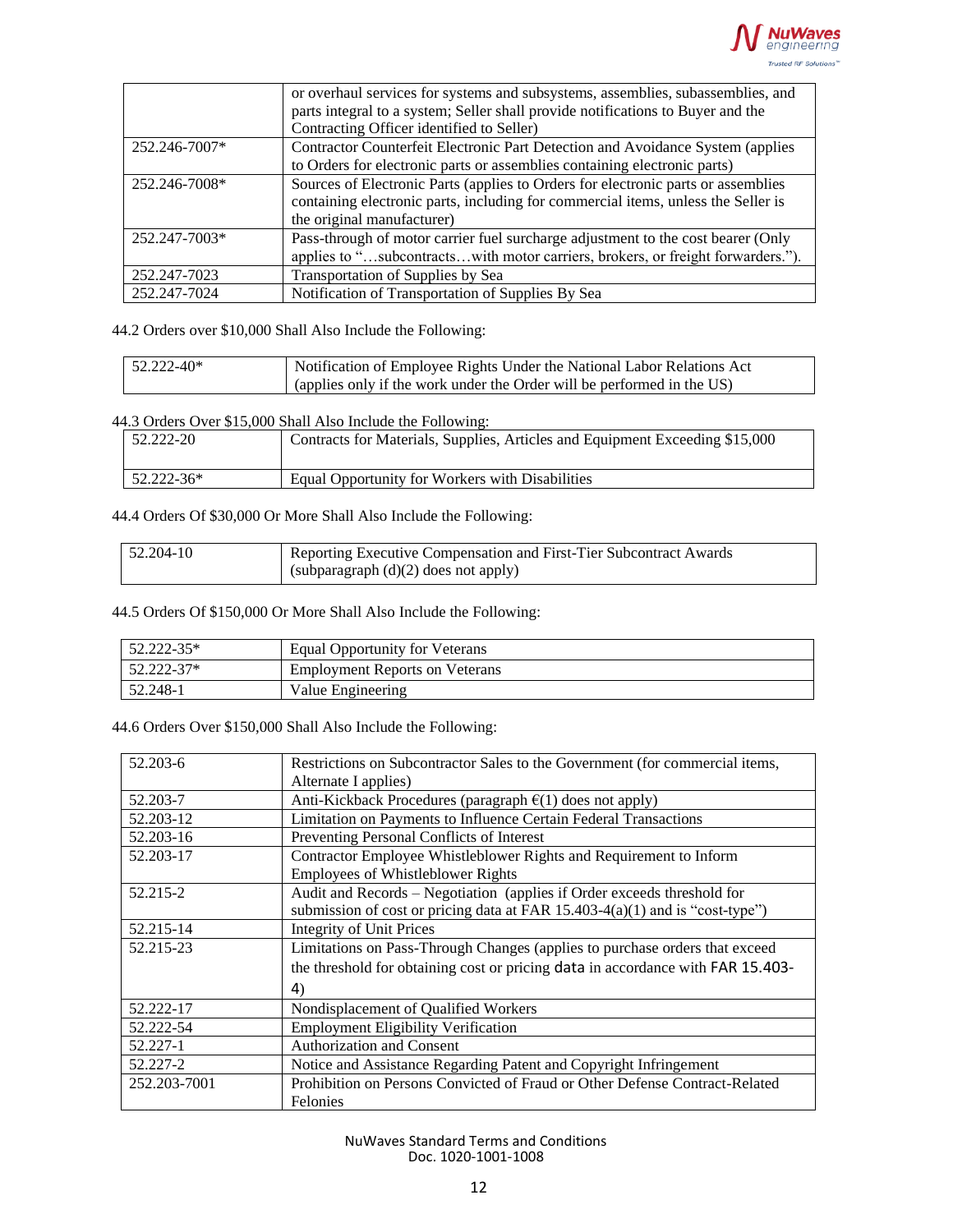|  |  |
|---|---|
|  | or overhaul services for systems and subsystems, assemblies, subassemblies, and parts integral to a system; Seller shall provide notifications to Buyer and the Contracting Officer identified to Seller) |
| 252.246-7007* | Contractor Counterfeit Electronic Part Detection and Avoidance System (applies to Orders for electronic parts or assemblies containing electronic parts) |
| 252.246-7008* | Sources of Electronic Parts (applies to Orders for electronic parts or assemblies containing electronic parts, including for commercial items, unless the Seller is the original manufacturer) |
| 252.247-7003* | Pass-through of motor carrier fuel surcharge adjustment to the cost bearer (Only applies to "…subcontracts…with motor carriers, brokers, or freight forwarders."). |
| 252.247-7023 | Transportation of Supplies by Sea |
| 252.247-7024 | Notification of Transportation of Supplies By Sea |

44.2 Orders over $10,000 Shall Also Include the Following:

|  |  |
|---|---|
| 52.222-40* | Notification of Employee Rights Under the National Labor Relations Act (applies only if the work under the Order will be performed in the US) |

44.3 Orders Over $15,000 Shall Also Include the Following:

|  |  |
|---|---|
| 52.222-20 | Contracts for Materials, Supplies, Articles and Equipment Exceeding $15,000 |
| 52.222-36* | Equal Opportunity for Workers with Disabilities |

44.4 Orders Of $30,000 Or More Shall Also Include the Following:

|  |  |
|---|---|
| 52.204-10 | Reporting Executive Compensation and First-Tier Subcontract Awards (subparagraph (d)(2) does not apply) |

44.5 Orders Of $150,000 Or More Shall Also Include the Following:

|  |  |
|---|---|
| 52.222-35* | Equal Opportunity for Veterans |
| 52.222-37* | Employment Reports on Veterans |
| 52.248-1 | Value Engineering |

44.6 Orders Over $150,000 Shall Also Include the Following:

|  |  |
|---|---|
| 52.203-6 | Restrictions on Subcontractor Sales to the Government (for commercial items, Alternate I applies) |
| 52.203-7 | Anti-Kickback Procedures (paragraph €(1) does not apply) |
| 52.203-12 | Limitation on Payments to Influence Certain Federal Transactions |
| 52.203-16 | Preventing Personal Conflicts of Interest |
| 52.203-17 | Contractor Employee Whistleblower Rights and Requirement to Inform Employees of Whistleblower Rights |
| 52.215-2 | Audit and Records – Negotiation (applies if Order exceeds threshold for submission of cost or pricing data at FAR 15.403-4(a)(1) and is "cost-type") |
| 52.215-14 | Integrity of Unit Prices |
| 52.215-23 | Limitations on Pass-Through Changes (applies to purchase orders that exceed the threshold for obtaining cost or pricing data in accordance with FAR 15.403-4) |
| 52.222-17 | Nondisplacement of Qualified Workers |
| 52.222-54 | Employment Eligibility Verification |
| 52.227-1 | Authorization and Consent |
| 52.227-2 | Notice and Assistance Regarding Patent and Copyright Infringement |
| 252.203-7001 | Prohibition on Persons Convicted of Fraud or Other Defense Contract-Related Felonies |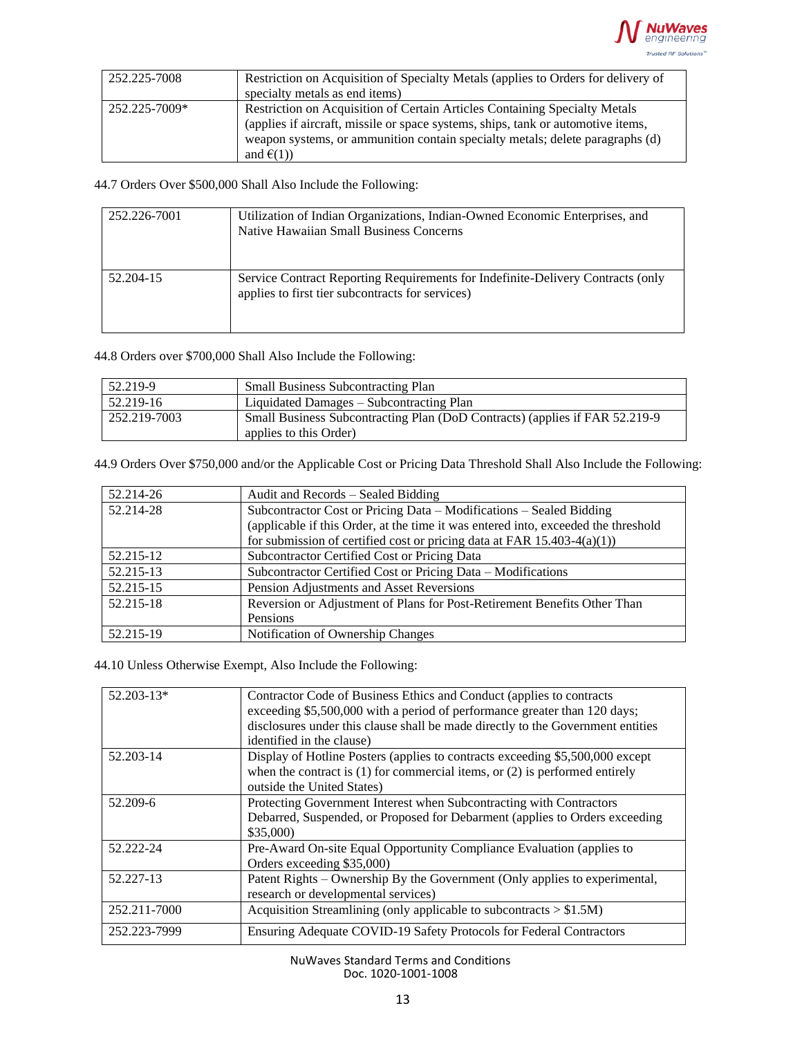| 252.225-7008 | Restriction on Acquisition of Specialty Metals (applies to Orders for delivery of specialty metals as end items) |
|---|---|
| 252.225-7009* | Restriction on Acquisition of Certain Articles Containing Specialty Metals (applies if aircraft, missile or space systems, ships, tank or automotive items, weapon systems, or ammunition contain specialty metals; delete paragraphs (d) and €(1)) |

44.7 Orders Over $500,000 Shall Also Include the Following:

| 252.226-7001 | Utilization of Indian Organizations, Indian-Owned Economic Enterprises, and Native Hawaiian Small Business Concerns |
|---|---|
| 52.204-15 | Service Contract Reporting Requirements for Indefinite-Delivery Contracts (only applies to first tier subcontracts for services) |

44.8 Orders over $700,000 Shall Also Include the Following:

| 52.219-9 | Small Business Subcontracting Plan |
|---|---|
| 52.219-16 | Liquidated Damages – Subcontracting Plan |
| 252.219-7003 | Small Business Subcontracting Plan (DoD Contracts) (applies if FAR 52.219-9 applies to this Order) |

44.9 Orders Over $750,000 and/or the Applicable Cost or Pricing Data Threshold Shall Also Include the Following:

| 52.214-26 | Audit and Records – Sealed Bidding |
|---|---|
| 52.214-28 | Subcontractor Cost or Pricing Data – Modifications – Sealed Bidding (applicable if this Order, at the time it was entered into, exceeded the threshold for submission of certified cost or pricing data at FAR 15.403-4(a)(1)) |
| 52.215-12 | Subcontractor Certified Cost or Pricing Data |
| 52.215-13 | Subcontractor Certified Cost or Pricing Data – Modifications |
| 52.215-15 | Pension Adjustments and Asset Reversions |
| 52.215-18 | Reversion or Adjustment of Plans for Post-Retirement Benefits Other Than Pensions |
| 52.215-19 | Notification of Ownership Changes |

44.10 Unless Otherwise Exempt, Also Include the Following:

| 52.203-13* | Contractor Code of Business Ethics and Conduct (applies to contracts exceeding $5,500,000 with a period of performance greater than 120 days; disclosures under this clause shall be made directly to the Government entities identified in the clause) |
|---|---|
| 52.203-14 | Display of Hotline Posters (applies to contracts exceeding $5,500,000 except when the contract is (1) for commercial items, or (2) is performed entirely outside the United States) |
| 52.209-6 | Protecting Government Interest when Subcontracting with Contractors Debarred, Suspended, or Proposed for Debarment (applies to Orders exceeding $35,000) |
| 52.222-24 | Pre-Award On-site Equal Opportunity Compliance Evaluation (applies to Orders exceeding $35,000) |
| 52.227-13 | Patent Rights – Ownership By the Government (Only applies to experimental, research or developmental services) |
| 252.211-7000 | Acquisition Streamlining (only applicable to subcontracts > $1.5M) |
| 252.223-7999 | Ensuring Adequate COVID-19 Safety Protocols for Federal Contractors |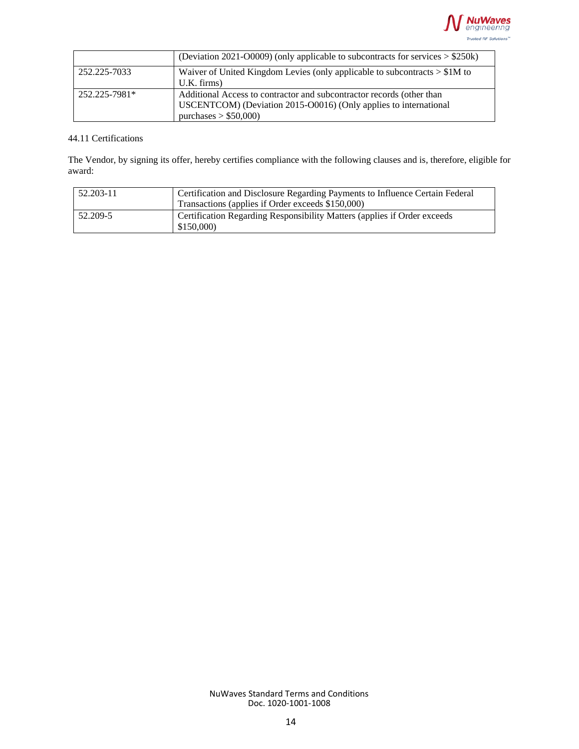| | |
|---|---|
| | (Deviation 2021-O0009) (only applicable to subcontracts for services > $250k) |
| 252.225-7033 | Waiver of United Kingdom Levies (only applicable to subcontracts > $1M to U.K. firms) |
| 252.225-7981* | Additional Access to contractor and subcontractor records (other than USCENTCOM) (Deviation 2015-O0016) (Only applies to international purchases > $50,000) |

44.11 Certifications

The Vendor, by signing its offer, hereby certifies compliance with the following clauses and is, therefore, eligible for award:

| | |
|---|---|
| 52.203-11 | Certification and Disclosure Regarding Payments to Influence Certain Federal Transactions (applies if Order exceeds $150,000) |
| 52.209-5 | Certification Regarding Responsibility Matters (applies if Order exceeds $150,000) |